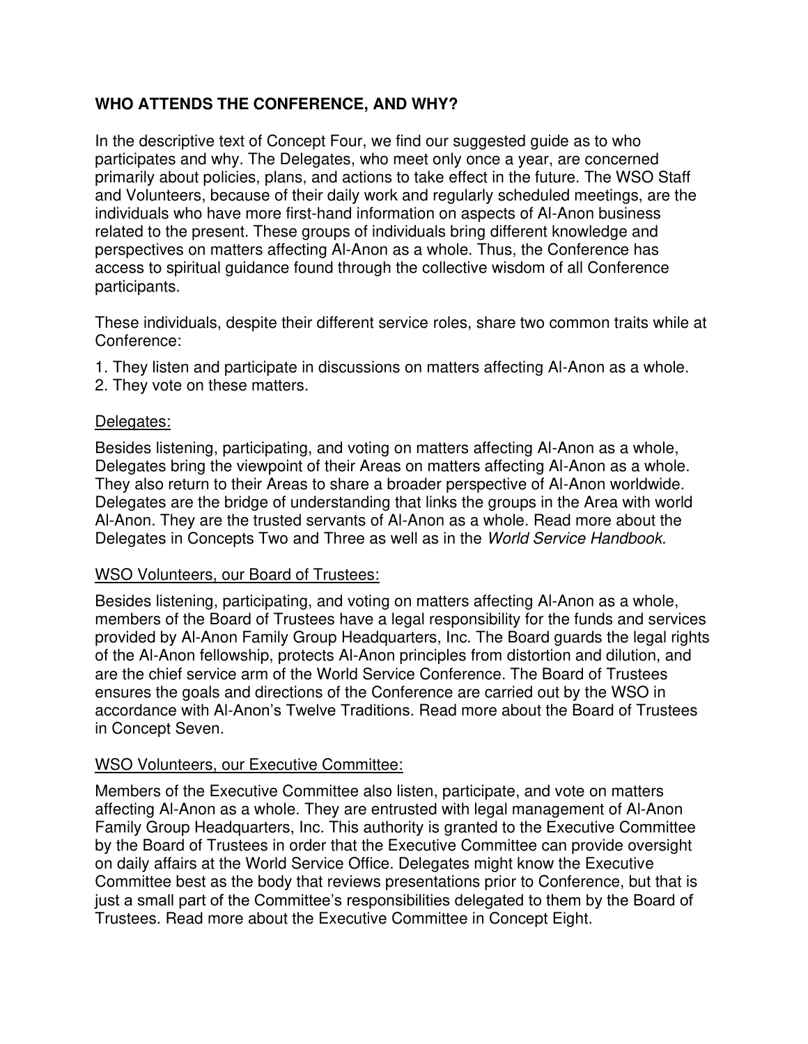**WHO ATTENDS THE CONFERENCE, AND WHY?**

In the descriptive text of Concept Four, we find our suggested guide as to who participates and why. The Delegates, who meet only once a year, are concerned primarily about policies, plans, and actions to take effect in the future. The WSO Staff and Volunteers, because of their daily work and regularly scheduled meetings, are the individuals who have more first-hand information on aspects of Al-Anon business related to the present. These groups of individuals bring different knowledge and perspectives on matters affecting Al-Anon as a whole. Thus, the Conference has access to spiritual guidance found through the collective wisdom of all Conference participants.

These individuals, despite their different service roles, share two common traits while at Conference:

1. They listen and participate in discussions on matters affecting Al-Anon as a whole.
2. They vote on these matters.

<u>Delegates:</u>

Besides listening, participating, and voting on matters affecting Al-Anon as a whole, Delegates bring the viewpoint of their Areas on matters affecting Al-Anon as a whole. They also return to their Areas to share a broader perspective of Al-Anon worldwide. Delegates are the bridge of understanding that links the groups in the Area with world Al-Anon. They are the trusted servants of Al-Anon as a whole. Read more about the Delegates in Concepts Two and Three as well as in the *World Service Handbook*.

<u>WSO Volunteers, our Board of Trustees:</u>

Besides listening, participating, and voting on matters affecting Al-Anon as a whole, members of the Board of Trustees have a legal responsibility for the funds and services provided by Al-Anon Family Group Headquarters, Inc. The Board guards the legal rights of the Al-Anon fellowship, protects Al-Anon principles from distortion and dilution, and are the chief service arm of the World Service Conference. The Board of Trustees ensures the goals and directions of the Conference are carried out by the WSO in accordance with Al-Anon's Twelve Traditions. Read more about the Board of Trustees in Concept Seven.

<u>WSO Volunteers, our Executive Committee:</u>

Members of the Executive Committee also listen, participate, and vote on matters affecting Al-Anon as a whole. They are entrusted with legal management of Al-Anon Family Group Headquarters, Inc. This authority is granted to the Executive Committee by the Board of Trustees in order that the Executive Committee can provide oversight on daily affairs at the World Service Office. Delegates might know the Executive Committee best as the body that reviews presentations prior to Conference, but that is just a small part of the Committee's responsibilities delegated to them by the Board of Trustees. Read more about the Executive Committee in Concept Eight.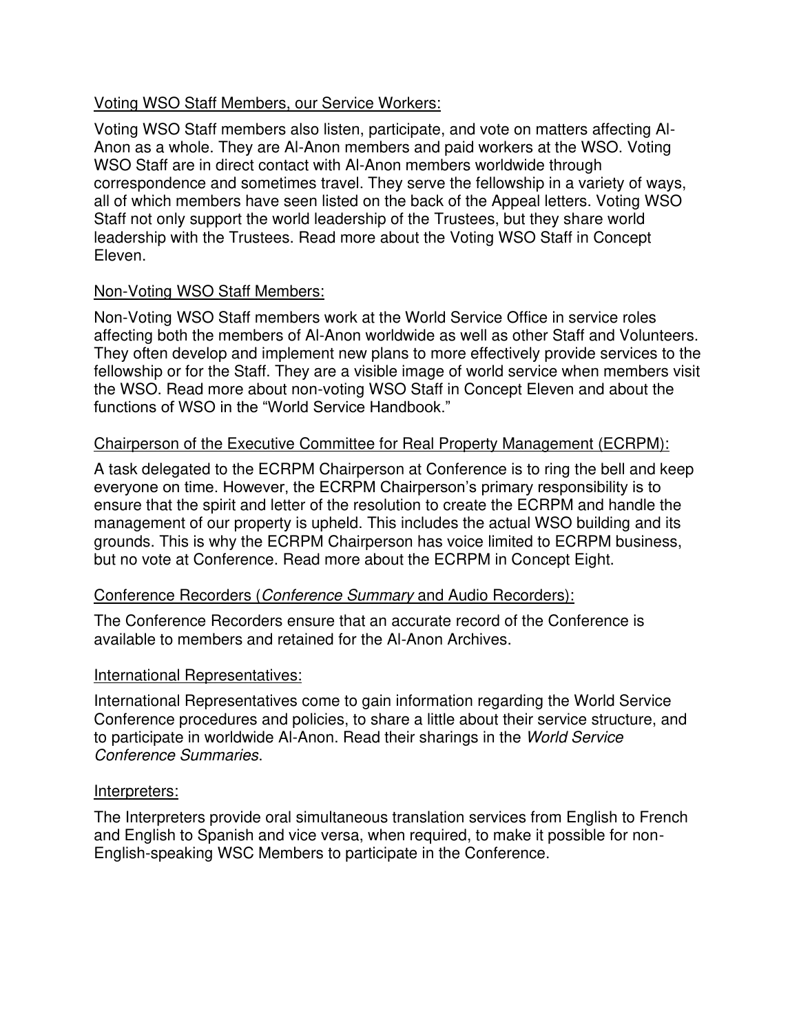<u>Voting WSO Staff Members, our Service Workers:</u>

Voting WSO Staff members also listen, participate, and vote on matters affecting Al-Anon as a whole. They are Al-Anon members and paid workers at the WSO. Voting WSO Staff are in direct contact with Al-Anon members worldwide through correspondence and sometimes travel. They serve the fellowship in a variety of ways, all of which members have seen listed on the back of the Appeal letters. Voting WSO Staff not only support the world leadership of the Trustees, but they share world leadership with the Trustees. Read more about the Voting WSO Staff in Concept Eleven.

<u>Non-Voting WSO Staff Members:</u>

Non-Voting WSO Staff members work at the World Service Office in service roles affecting both the members of Al-Anon worldwide as well as other Staff and Volunteers. They often develop and implement new plans to more effectively provide services to the fellowship or for the Staff. They are a visible image of world service when members visit the WSO. Read more about non-voting WSO Staff in Concept Eleven and about the functions of WSO in the "World Service Handbook."

<u>Chairperson of the Executive Committee for Real Property Management (ECRPM):</u>

A task delegated to the ECRPM Chairperson at Conference is to ring the bell and keep everyone on time. However, the ECRPM Chairperson's primary responsibility is to ensure that the spirit and letter of the resolution to create the ECRPM and handle the management of our property is upheld. This includes the actual WSO building and its grounds. This is why the ECRPM Chairperson has voice limited to ECRPM business, but no vote at Conference. Read more about the ECRPM in Concept Eight.

<u>Conference Recorders (*Conference Summary* and Audio Recorders):</u>

The Conference Recorders ensure that an accurate record of the Conference is available to members and retained for the Al-Anon Archives.

<u>International Representatives:</u>

International Representatives come to gain information regarding the World Service Conference procedures and policies, to share a little about their service structure, and to participate in worldwide Al-Anon. Read their sharings in the *World Service Conference Summaries*.

<u>Interpreters:</u>

The Interpreters provide oral simultaneous translation services from English to French and English to Spanish and vice versa, when required, to make it possible for non-English-speaking WSC Members to participate in the Conference.